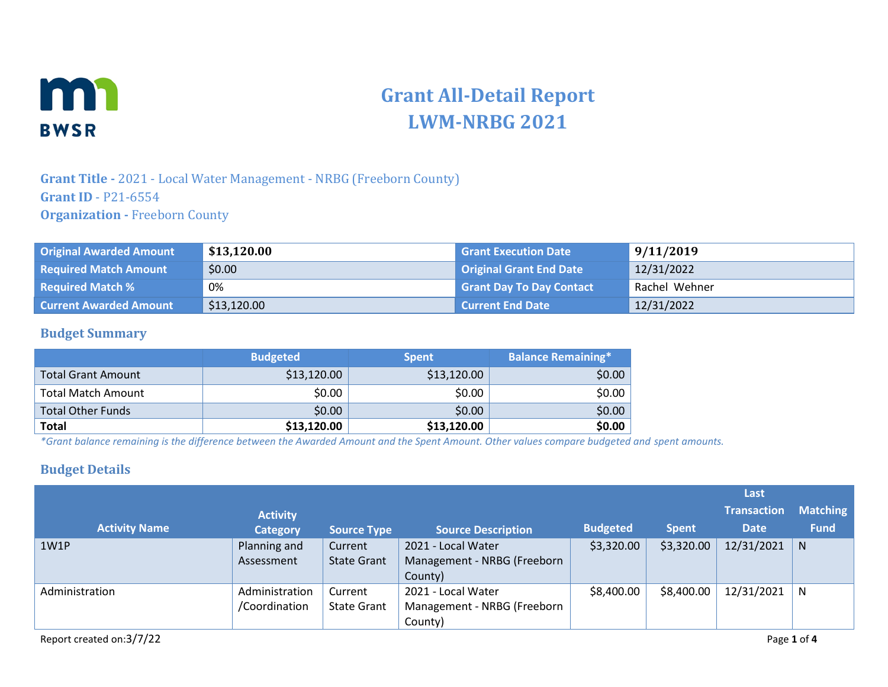# Grant All-Detail Report
# LWM-NRBG 2021

**Grant Title -** 2021 - Local Water Management - NRBG (Freeborn County)
**Grant ID** - P21-6554
**Organization -** Freeborn County

| Original Awarded Amount | $13,120.00 | Grant Execution Date | 9/11/2019 |
|---|---|---|---|
| Required Match Amount | $0.00 | Original Grant End Date | 12/31/2022 |
| Required Match % | 0% | Grant Day To Day Contact | Rachel Wehner |
| Current Awarded Amount | $13,120.00 | Current End Date | 12/31/2022 |

## Budget Summary

| | Budgeted | Spent | Balance Remaining* |
|---|---|---|---|
| Total Grant Amount | $13,120.00 | $13,120.00 | $0.00 |
| Total Match Amount | $0.00 | $0.00 | $0.00 |
| Total Other Funds | $0.00 | $0.00 | $0.00 |
| **Total** | **$13,120.00** | **$13,120.00** | **$0.00** |

*\*Grant balance remaining is the difference between the Awarded Amount and the Spent Amount. Other values compare budgeted and spent amounts.*

## Budget Details

| Activity Name | Activity Category | Source Type | Source Description | Budgeted | Spent | Last Transaction Date | Matching Fund |
|---|---|---|---|---|---|---|---|
| 1W1P | Planning and Assessment | Current State Grant | 2021 - Local Water Management - NRBG (Freeborn County) | $3,320.00 | $3,320.00 | 12/31/2021 | N |
| Administration | Administration /Coordination | Current State Grant | 2021 - Local Water Management - NRBG (Freeborn County) | $8,400.00 | $8,400.00 | 12/31/2021 | N |

Report created on:3/7/22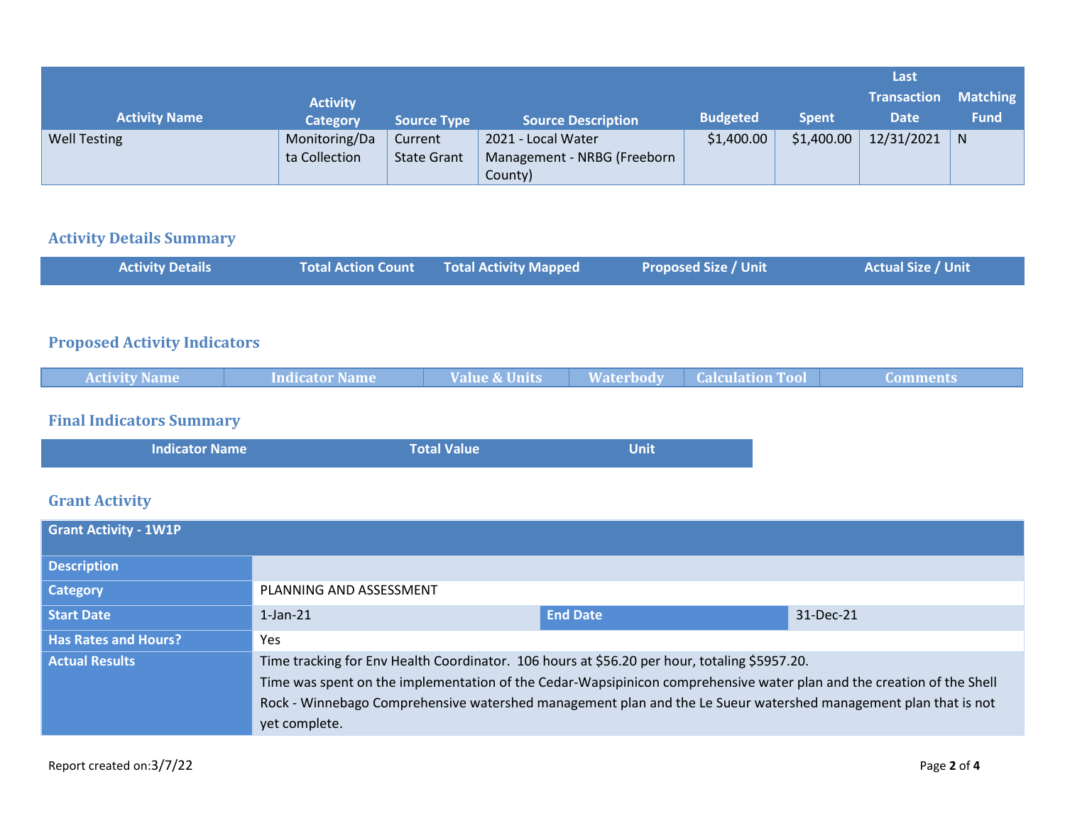| Activity Name | Activity Category | Source Type | Source Description | Budgeted | Spent | Last Transaction Date | Matching Fund |
|---|---|---|---|---|---|---|---|
| Well Testing | Monitoring/Data Collection | Current State Grant | 2021 - Local Water Management - NRBG (Freeborn County) | $1,400.00 | $1,400.00 | 12/31/2021 | N |

## Activity Details Summary

| Activity Details | Total Action Count | Total Activity Mapped | Proposed Size / Unit | Actual Size / Unit |
|---|---|---|---|---|

## Proposed Activity Indicators

| Activity Name | Indicator Name | Value & Units | Waterbody | Calculation Tool | Comments |
|---|---|---|---|---|---|

## Final Indicators Summary

| Indicator Name | Total Value | Unit |
|---|---|---|

## Grant Activity

| Grant Activity - 1W1P | | | |
|---|---|---|---|
| **Description** | | | |
| **Category** | PLANNING AND ASSESSMENT | | |
| **Start Date** | 1-Jan-21 | **End Date** | 31-Dec-21 |
| **Has Rates and Hours?** | Yes | | |
| **Actual Results** | Time tracking for Env Health Coordinator. 106 hours at $56.20 per hour, totaling $5957.20.<br>Time was spent on the implementation of the Cedar-Wapsipinicon comprehensive water plan and the creation of the Shell Rock - Winnebago Comprehensive watershed management plan and the Le Sueur watershed management plan that is not yet complete. | | |

Report created on:3/7/22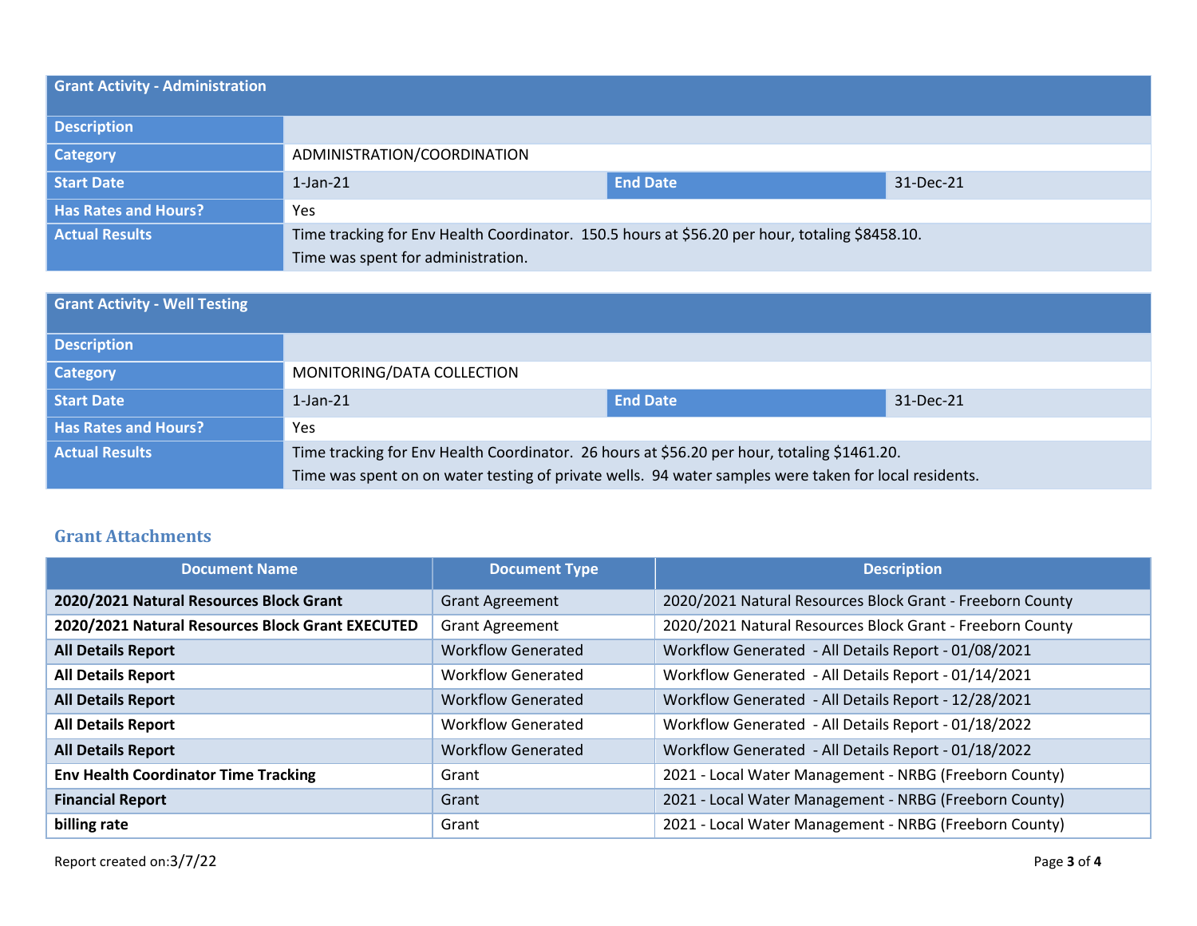| Grant Activity - Administration | | | |
|---|---|---|---|
| **Description** | | | |
| **Category** | ADMINISTRATION/COORDINATION | | |
| **Start Date** | 1-Jan-21 | **End Date** | 31-Dec-21 |
| **Has Rates and Hours?** | Yes | | |
| **Actual Results** | Time tracking for Env Health Coordinator.  150.5 hours at $56.20 per hour, totaling $8458.10.<br>Time was spent for administration. | | |

| Grant Activity - Well Testing | | | |
|---|---|---|---|
| **Description** | | | |
| **Category** | MONITORING/DATA COLLECTION | | |
| **Start Date** | 1-Jan-21 | **End Date** | 31-Dec-21 |
| **Has Rates and Hours?** | Yes | | |
| **Actual Results** | Time tracking for Env Health Coordinator.  26 hours at $56.20 per hour, totaling $1461.20.<br>Time was spent on on water testing of private wells.  94 water samples were taken for local residents. | | |

## Grant Attachments

| Document Name | Document Type | Description |
|---|---|---|
| **2020/2021 Natural Resources Block Grant** | Grant Agreement | 2020/2021 Natural Resources Block Grant - Freeborn County |
| **2020/2021 Natural Resources Block Grant EXECUTED** | Grant Agreement | 2020/2021 Natural Resources Block Grant - Freeborn County |
| **All Details Report** | Workflow Generated | Workflow Generated  - All Details Report - 01/08/2021 |
| **All Details Report** | Workflow Generated | Workflow Generated  - All Details Report - 01/14/2021 |
| **All Details Report** | Workflow Generated | Workflow Generated  - All Details Report - 12/28/2021 |
| **All Details Report** | Workflow Generated | Workflow Generated  - All Details Report - 01/18/2022 |
| **All Details Report** | Workflow Generated | Workflow Generated  - All Details Report - 01/18/2022 |
| **Env Health Coordinator Time Tracking** | Grant | 2021 - Local Water Management - NRBG (Freeborn County) |
| **Financial Report** | Grant | 2021 - Local Water Management - NRBG (Freeborn County) |
| **billing rate** | Grant | 2021 - Local Water Management - NRBG (Freeborn County) |

Report created on:3/7/22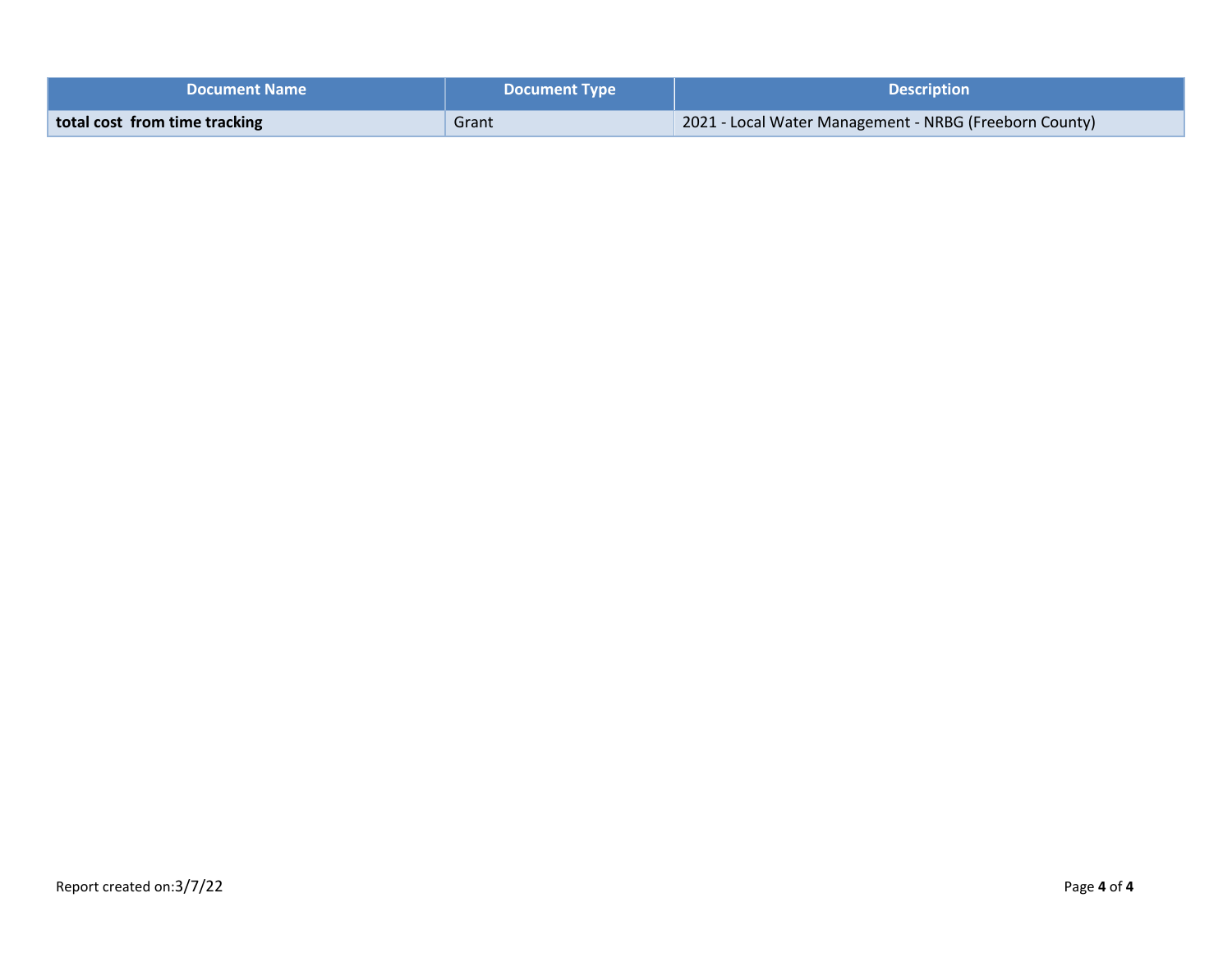| Document Name | Document Type | Description |
|---|---|---|
| **total cost  from time tracking** | Grant | 2021 - Local Water Management - NRBG (Freeborn County) |

Report created on:3/7/22